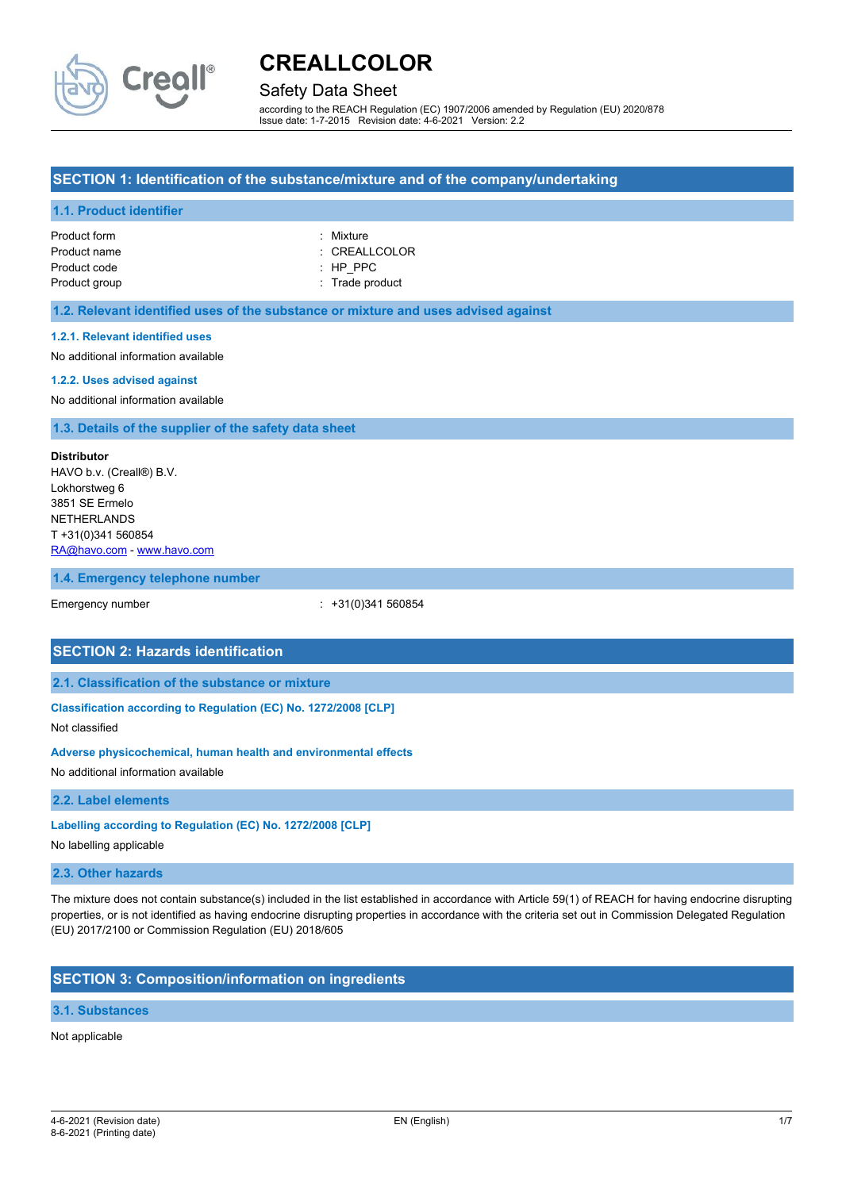# CREALLCOLOR

## Safety Data Sheet

according to the REACH Regulation (EC) 1907/2006 amended by Regulation (EU) 2020/878
Issue date: 1-7-2015 Revision date: 4-6-2021 Version: 2.2

## SECTION 1: Identification of the substance/mixture and of the company/undertaking

### 1.1. Product identifier

| | |
|---|---|
| Product form | : Mixture |
| Product name | : CREALLCOLOR |
| Product code | : HP_PPC |
| Product group | : Trade product |

### 1.2. Relevant identified uses of the substance or mixture and uses advised against

#### 1.2.1. Relevant identified uses

No additional information available

#### 1.2.2. Uses advised against

No additional information available

### 1.3. Details of the supplier of the safety data sheet

**Distributor**
HAVO b.v. (Creall®) B.V.
Lokhorstweg 6
3851 SE Ermelo
NETHERLANDS
T +31(0)341 560854
RA@havo.com - www.havo.com

### 1.4. Emergency telephone number

| | |
|---|---|
| Emergency number | : +31(0)341 560854 |

## SECTION 2: Hazards identification

### 2.1. Classification of the substance or mixture

#### Classification according to Regulation (EC) No. 1272/2008 [CLP]

Not classified

#### Adverse physicochemical, human health and environmental effects

No additional information available

### 2.2. Label elements

#### Labelling according to Regulation (EC) No. 1272/2008 [CLP]

No labelling applicable

### 2.3. Other hazards

The mixture does not contain substance(s) included in the list established in accordance with Article 59(1) of REACH for having endocrine disrupting properties, or is not identified as having endocrine disrupting properties in accordance with the criteria set out in Commission Delegated Regulation (EU) 2017/2100 or Commission Regulation (EU) 2018/605

## SECTION 3: Composition/information on ingredients

### 3.1. Substances

Not applicable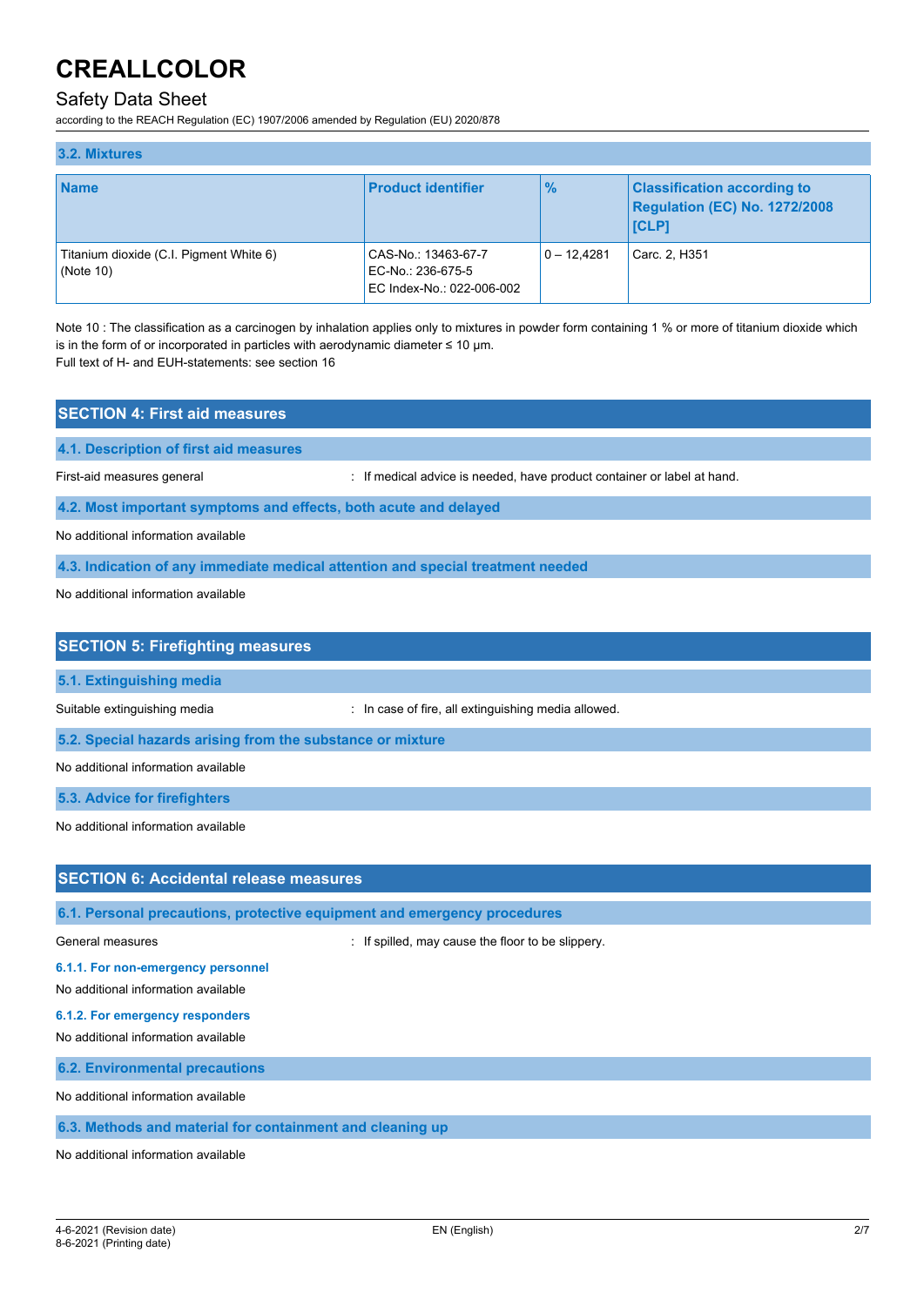### 3.2. Mixtures

| Name | Product identifier | % | Classification according to Regulation (EC) No. 1272/2008 [CLP] |
|---|---|---|---|
| Titanium dioxide (C.I. Pigment White 6) (Note 10) | CAS-No.: 13463-67-7<br>EC-No.: 236-675-5<br>EC Index-No.: 022-006-002 | 0 – 12,4281 | Carc. 2, H351 |

Note 10 : The classification as a carcinogen by inhalation applies only to mixtures in powder form containing 1 % or more of titanium dioxide which is in the form of or incorporated in particles with aerodynamic diameter ≤ 10 μm.
Full text of H- and EUH-statements: see section 16

## SECTION 4: First aid measures

### 4.1. Description of first aid measures

First-aid measures general : If medical advice is needed, have product container or label at hand.

### 4.2. Most important symptoms and effects, both acute and delayed

No additional information available

### 4.3. Indication of any immediate medical attention and special treatment needed

No additional information available

## SECTION 5: Firefighting measures

### 5.1. Extinguishing media

Suitable extinguishing media : In case of fire, all extinguishing media allowed.

### 5.2. Special hazards arising from the substance or mixture

No additional information available

### 5.3. Advice for firefighters

No additional information available

## SECTION 6: Accidental release measures

### 6.1. Personal precautions, protective equipment and emergency procedures

General measures : If spilled, may cause the floor to be slippery.

#### 6.1.1. For non-emergency personnel

No additional information available

#### 6.1.2. For emergency responders

No additional information available

### 6.2. Environmental precautions

No additional information available

### 6.3. Methods and material for containment and cleaning up

No additional information available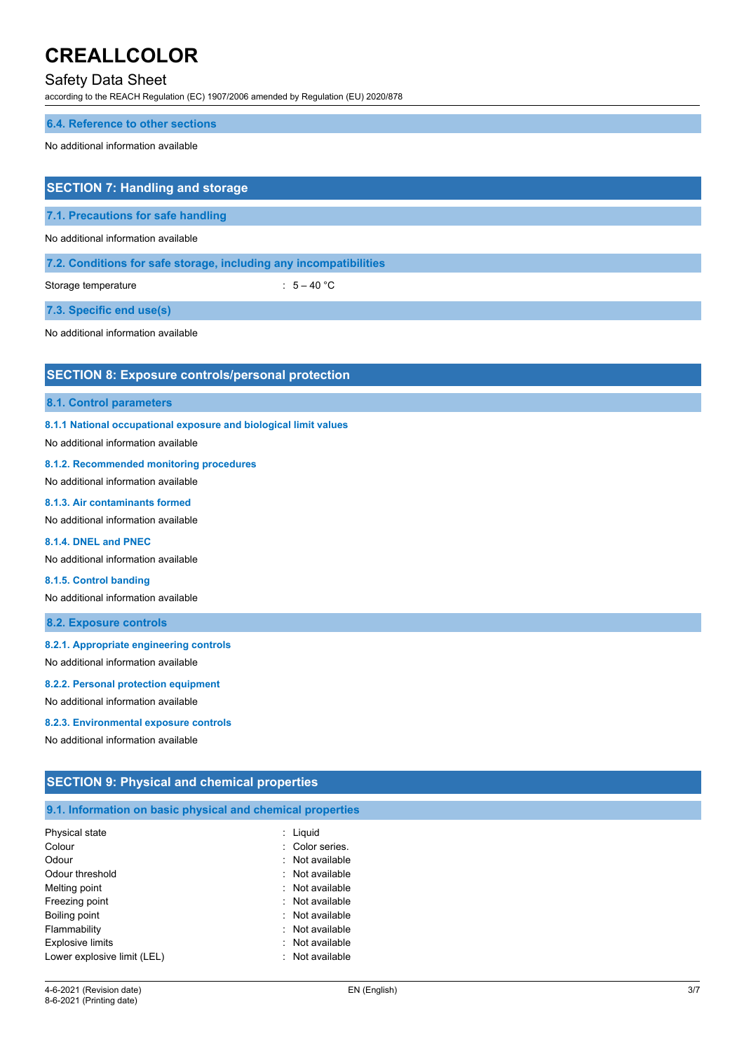### 6.4. Reference to other sections

No additional information available

## SECTION 7: Handling and storage

### 7.1. Precautions for safe handling

No additional information available

### 7.2. Conditions for safe storage, including any incompatibilities

| | |
|---|---|
| Storage temperature | : 5 – 40 °C |

### 7.3. Specific end use(s)

No additional information available

## SECTION 8: Exposure controls/personal protection

### 8.1. Control parameters

#### 8.1.1 National occupational exposure and biological limit values

No additional information available

#### 8.1.2. Recommended monitoring procedures

No additional information available

#### 8.1.3. Air contaminants formed

No additional information available

#### 8.1.4. DNEL and PNEC

No additional information available

#### 8.1.5. Control banding

No additional information available

### 8.2. Exposure controls

#### 8.2.1. Appropriate engineering controls

No additional information available

#### 8.2.2. Personal protection equipment

No additional information available

#### 8.2.3. Environmental exposure controls

No additional information available

## SECTION 9: Physical and chemical properties

### 9.1. Information on basic physical and chemical properties

| | |
|---|---|
| Physical state | : Liquid |
| Colour | : Color series. |
| Odour | : Not available |
| Odour threshold | : Not available |
| Melting point | : Not available |
| Freezing point | : Not available |
| Boiling point | : Not available |
| Flammability | : Not available |
| Explosive limits | : Not available |
| Lower explosive limit (LEL) | : Not available |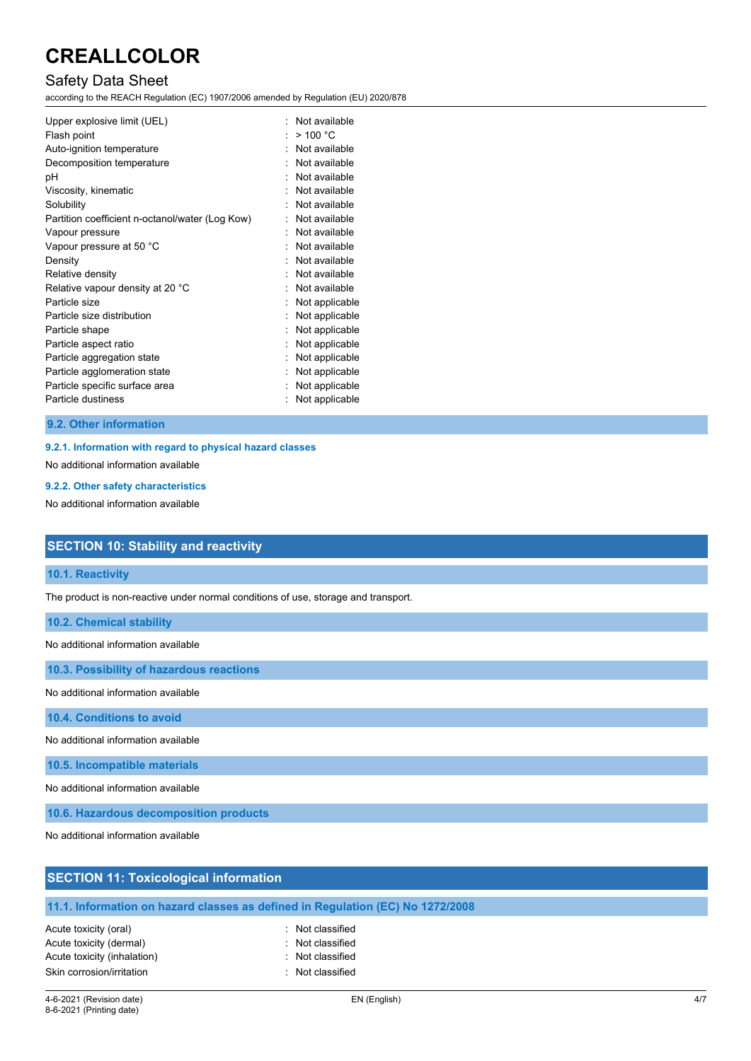| | |
|---|---|
| Upper explosive limit (UEL) | : Not available |
| Flash point | : > 100 °C |
| Auto-ignition temperature | : Not available |
| Decomposition temperature | : Not available |
| pH | : Not available |
| Viscosity, kinematic | : Not available |
| Solubility | : Not available |
| Partition coefficient n-octanol/water (Log Kow) | : Not available |
| Vapour pressure | : Not available |
| Vapour pressure at 50 °C | : Not available |
| Density | : Not available |
| Relative density | : Not available |
| Relative vapour density at 20 °C | : Not available |
| Particle size | : Not applicable |
| Particle size distribution | : Not applicable |
| Particle shape | : Not applicable |
| Particle aspect ratio | : Not applicable |
| Particle aggregation state | : Not applicable |
| Particle agglomeration state | : Not applicable |
| Particle specific surface area | : Not applicable |
| Particle dustiness | : Not applicable |

### 9.2. Other information

#### 9.2.1. Information with regard to physical hazard classes

No additional information available

#### 9.2.2. Other safety characteristics

No additional information available

## SECTION 10: Stability and reactivity

### 10.1. Reactivity

The product is non-reactive under normal conditions of use, storage and transport.

### 10.2. Chemical stability

No additional information available

### 10.3. Possibility of hazardous reactions

No additional information available

### 10.4. Conditions to avoid

No additional information available

### 10.5. Incompatible materials

No additional information available

### 10.6. Hazardous decomposition products

No additional information available

## SECTION 11: Toxicological information

### 11.1. Information on hazard classes as defined in Regulation (EC) No 1272/2008

| | |
|---|---|
| Acute toxicity (oral) | : Not classified |
| Acute toxicity (dermal) | : Not classified |
| Acute toxicity (inhalation) | : Not classified |
| Skin corrosion/irritation | : Not classified |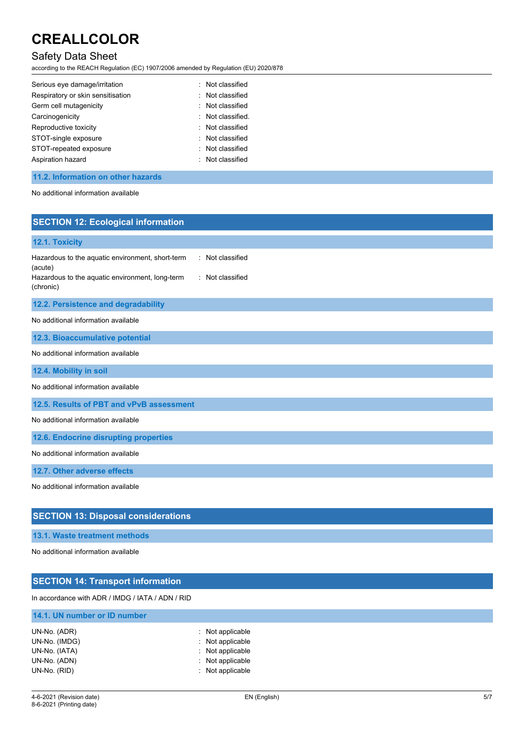| | |
|---|---|
| Serious eye damage/irritation | : Not classified |
| Respiratory or skin sensitisation | : Not classified |
| Germ cell mutagenicity | : Not classified |
| Carcinogenicity | : Not classified. |
| Reproductive toxicity | : Not classified |
| STOT-single exposure | : Not classified |
| STOT-repeated exposure | : Not classified |
| Aspiration hazard | : Not classified |

### 11.2. Information on other hazards

No additional information available

## SECTION 12: Ecological information

### 12.1. Toxicity

| | |
|---|---|
| Hazardous to the aquatic environment, short-term (acute) | : Not classified |
| Hazardous to the aquatic environment, long-term (chronic) | : Not classified |

### 12.2. Persistence and degradability

No additional information available

### 12.3. Bioaccumulative potential

No additional information available

### 12.4. Mobility in soil

No additional information available

### 12.5. Results of PBT and vPvB assessment

No additional information available

### 12.6. Endocrine disrupting properties

No additional information available

### 12.7. Other adverse effects

No additional information available

## SECTION 13: Disposal considerations

### 13.1. Waste treatment methods

No additional information available

## SECTION 14: Transport information

In accordance with ADR / IMDG / IATA / ADN / RID

### 14.1. UN number or ID number

| | |
|---|---|
| UN-No. (ADR) | : Not applicable |
| UN-No. (IMDG) | : Not applicable |
| UN-No. (IATA) | : Not applicable |
| UN-No. (ADN) | : Not applicable |
| UN-No. (RID) | : Not applicable |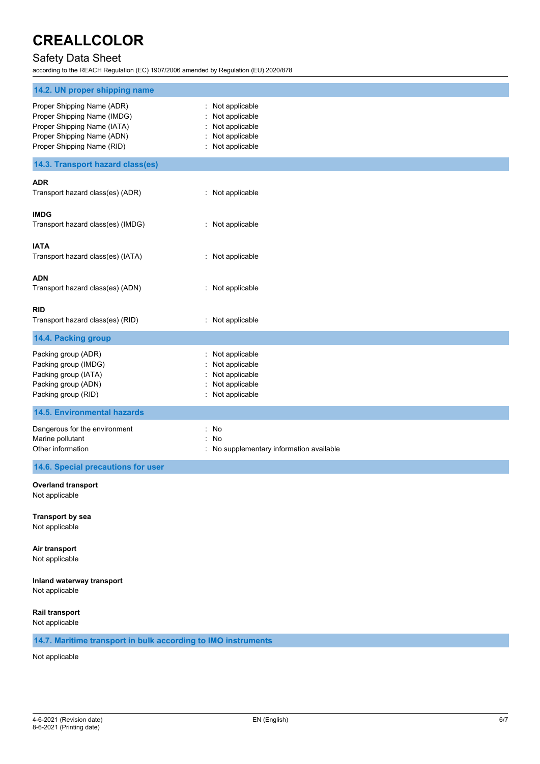### 14.2. UN proper shipping name

| | |
|---|---|
| Proper Shipping Name (ADR) | : Not applicable |
| Proper Shipping Name (IMDG) | : Not applicable |
| Proper Shipping Name (IATA) | : Not applicable |
| Proper Shipping Name (ADN) | : Not applicable |
| Proper Shipping Name (RID) | : Not applicable |

### 14.3. Transport hazard class(es)

**ADR**

Transport hazard class(es) (ADR) : Not applicable

**IMDG**

Transport hazard class(es) (IMDG) : Not applicable

**IATA**

Transport hazard class(es) (IATA) : Not applicable

**ADN**

Transport hazard class(es) (ADN) : Not applicable

**RID**

Transport hazard class(es) (RID) : Not applicable

### 14.4. Packing group

| | |
|---|---|
| Packing group (ADR) | : Not applicable |
| Packing group (IMDG) | : Not applicable |
| Packing group (IATA) | : Not applicable |
| Packing group (ADN) | : Not applicable |
| Packing group (RID) | : Not applicable |

### 14.5. Environmental hazards

| | |
|---|---|
| Dangerous for the environment | : No |
| Marine pollutant | : No |
| Other information | : No supplementary information available |

### 14.6. Special precautions for user

**Overland transport**

Not applicable

**Transport by sea**

Not applicable

**Air transport**

Not applicable

**Inland waterway transport**

Not applicable

**Rail transport**

Not applicable

### 14.7. Maritime transport in bulk according to IMO instruments

Not applicable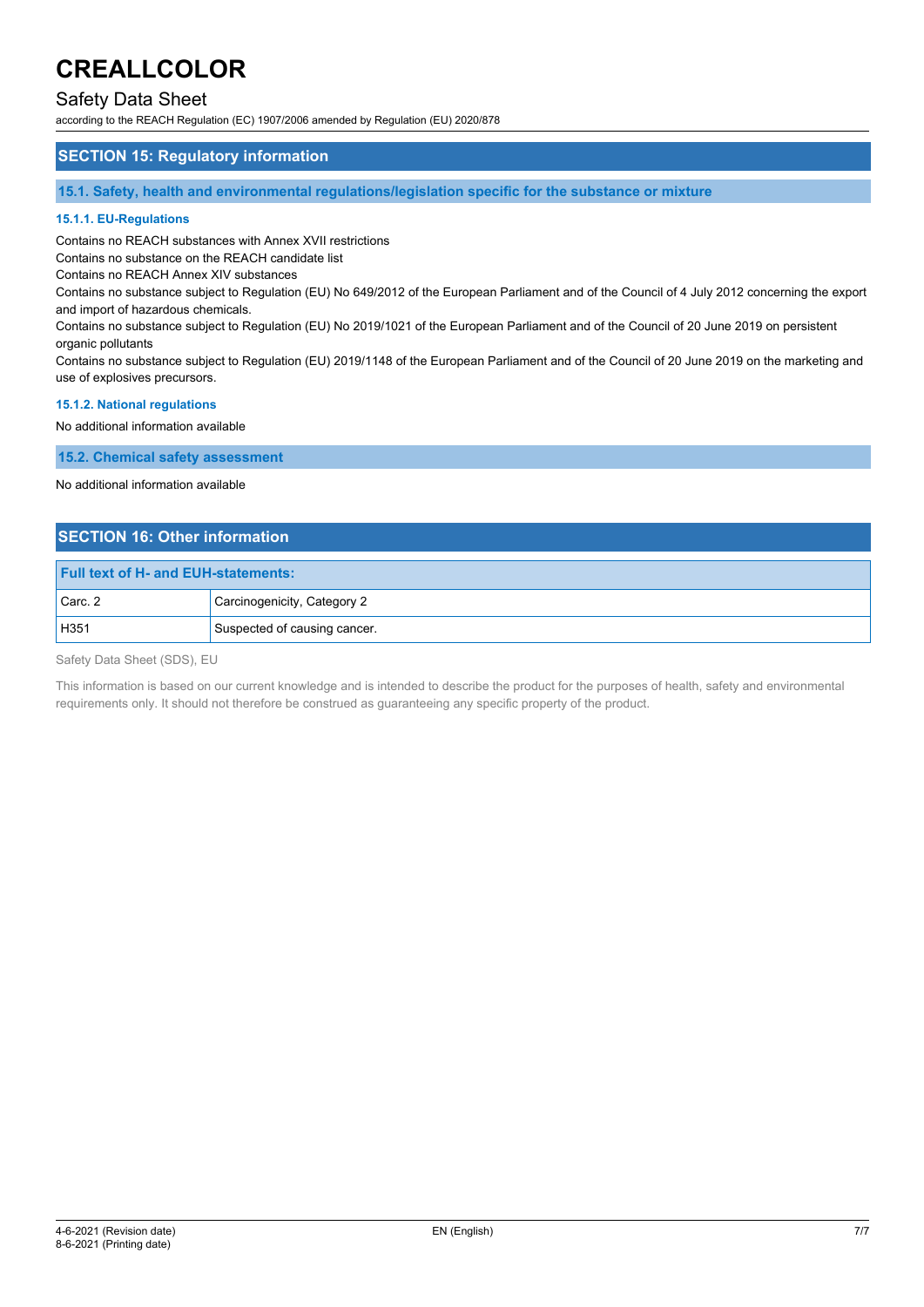## SECTION 15: Regulatory information

### 15.1. Safety, health and environmental regulations/legislation specific for the substance or mixture

#### 15.1.1. EU-Regulations

Contains no REACH substances with Annex XVII restrictions
Contains no substance on the REACH candidate list
Contains no REACH Annex XIV substances
Contains no substance subject to Regulation (EU) No 649/2012 of the European Parliament and of the Council of 4 July 2012 concerning the export and import of hazardous chemicals.
Contains no substance subject to Regulation (EU) No 2019/1021 of the European Parliament and of the Council of 20 June 2019 on persistent organic pollutants
Contains no substance subject to Regulation (EU) 2019/1148 of the European Parliament and of the Council of 20 June 2019 on the marketing and use of explosives precursors.

#### 15.1.2. National regulations

No additional information available

### 15.2. Chemical safety assessment

No additional information available

## SECTION 16: Other information

| Full text of H- and EUH-statements: | |
|---|---|
| Carc. 2 | Carcinogenicity, Category 2 |
| H351 | Suspected of causing cancer. |

Safety Data Sheet (SDS), EU

This information is based on our current knowledge and is intended to describe the product for the purposes of health, safety and environmental requirements only. It should not therefore be construed as guaranteeing any specific property of the product.